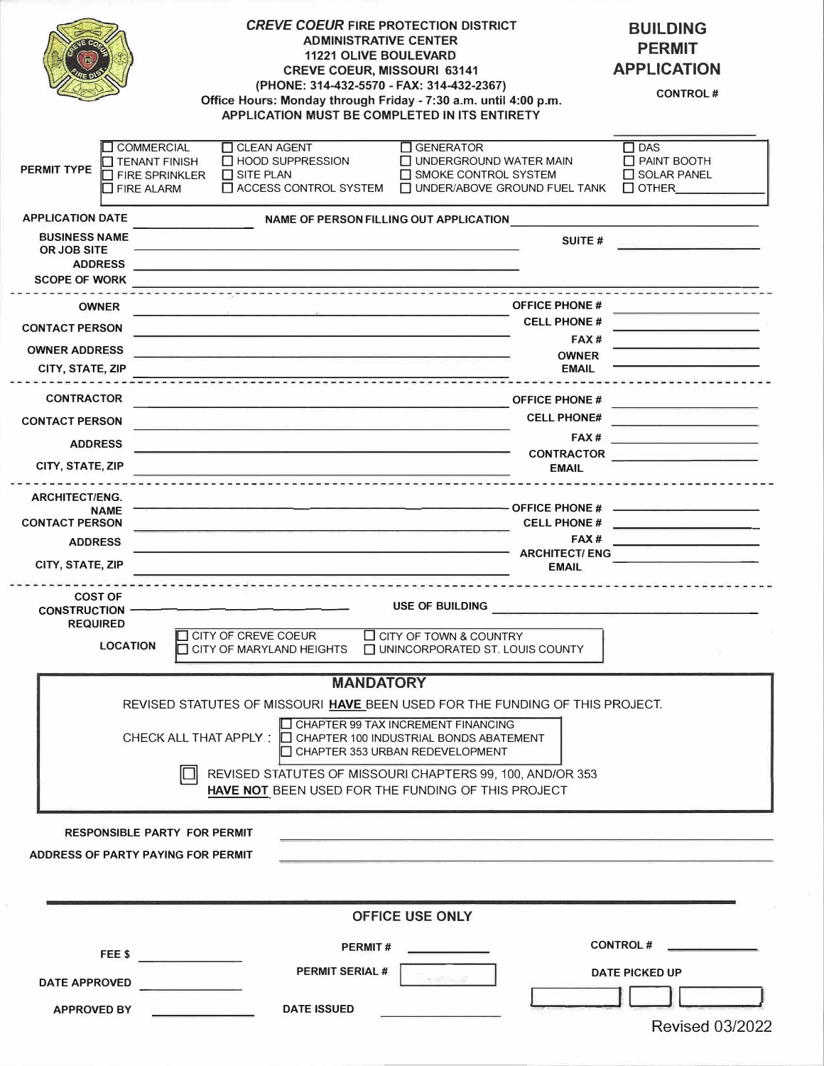***CREVE COEUR*** **FIRE PROTECTION DISTRICT**
**ADMINISTRATIVE CENTER**
**11221 OLIVE BOULEVARD**
**CREVE COEUR, MISSOURI 63141**
**(PHONE: 314-432-5570 - FAX: 314-432-2367)**
**Office Hours: Monday through Friday - 7:30 a.m. until 4:00 p.m.**
**APPLICATION MUST BE COMPLETED IN ITS ENTIRETY**

# BUILDING PERMIT APPLICATION

**CONTROL #** ____________

**PERMIT TYPE**

| | | | |
|---|---|---|---|
| ☐ COMMERCIAL | ☐ CLEAN AGENT | ☐ GENERATOR | ☐ DAS |
| ☐ TENANT FINISH | ☐ HOOD SUPPRESSION | ☐ UNDERGROUND WATER MAIN | ☐ PAINT BOOTH |
| ☐ FIRE SPRINKLER | ☐ SITE PLAN | ☐ SMOKE CONTROL SYSTEM | ☐ SOLAR PANEL |
| ☐ FIRE ALARM | ☐ ACCESS CONTROL SYSTEM | ☐ UNDER/ABOVE GROUND FUEL TANK | ☐ OTHER____________ |

**APPLICATION DATE** ____________ **NAME OF PERSON FILLING OUT APPLICATION** ____________

**BUSINESS NAME OR JOB SITE** ____________ **SUITE #** ____________

**ADDRESS** ____________

**SCOPE OF WORK** ____________

---

**OWNER** ____________ **OFFICE PHONE #** ____________

**CONTACT PERSON** ____________ **CELL PHONE #** ____________

**OWNER ADDRESS** ____________ **FAX #** ____________

**CITY, STATE, ZIP** ____________ **OWNER EMAIL** ____________

---

**CONTRACTOR** ____________ **OFFICE PHONE #** ____________

**CONTACT PERSON** ____________ **CELL PHONE#** ____________

**ADDRESS** ____________ **FAX #** ____________

**CITY, STATE, ZIP** ____________ **CONTRACTOR EMAIL** ____________

---

**ARCHITECT/ENG. NAME** ____________ **OFFICE PHONE #** ____________

**CONTACT PERSON** ____________ **CELL PHONE #** ____________

**ADDRESS** ____________ **FAX #** ____________

**CITY, STATE, ZIP** ____________ **ARCHITECT/ ENG EMAIL** ____________

---

**COST OF CONSTRUCTION REQUIRED** ____________ **USE OF BUILDING** ____________

**LOCATION**

| | |
|---|---|
| ☐ CITY OF CREVE COEUR | ☐ CITY OF TOWN & COUNTRY |
| ☐ CITY OF MARYLAND HEIGHTS | ☐ UNINCORPORATED ST. LOUIS COUNTY |

## MANDATORY

REVISED STATUTES OF MISSOURI **HAVE** BEEN USED FOR THE FUNDING OF THIS PROJECT.

CHECK ALL THAT APPLY :
- ☐ CHAPTER 99 TAX INCREMENT FINANCING
- ☐ CHAPTER 100 INDUSTRIAL BONDS ABATEMENT
- ☐ CHAPTER 353 URBAN REDEVELOPMENT

☐ REVISED STATUTES OF MISSOURI CHAPTERS 99, 100, AND/OR 353 **HAVE NOT** BEEN USED FOR THE FUNDING OF THIS PROJECT

**RESPONSIBLE PARTY FOR PERMIT** ____________

**ADDRESS OF PARTY PAYING FOR PERMIT** ____________

---

## OFFICE USE ONLY

**FEE $** ____________ **PERMIT #** ____________ **CONTROL #** ____________

**DATE APPROVED** ____________ **PERMIT SERIAL #** ____________ **DATE PICKED UP** ____________

**APPROVED BY** ____________ **DATE ISSUED** ____________

Revised 03/2022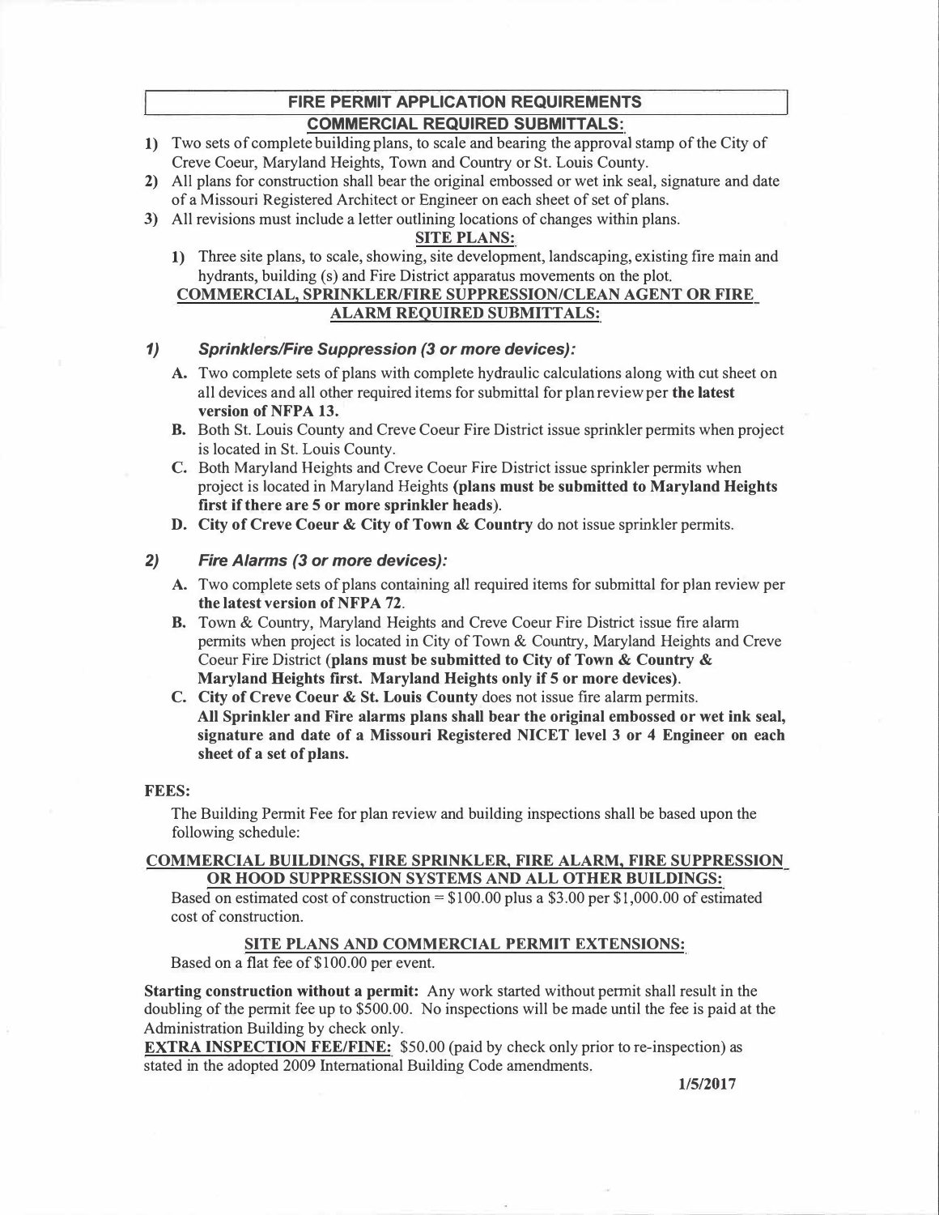## FIRE PERMIT APPLICATION REQUIREMENTS

### COMMERCIAL REQUIRED SUBMITTALS:

1) Two sets of complete building plans, to scale and bearing the approval stamp of the City of Creve Coeur, Maryland Heights, Town and Country or St. Louis County.
2) All plans for construction shall bear the original embossed or wet ink seal, signature and date of a Missouri Registered Architect or Engineer on each sheet of set of plans.
3) All revisions must include a letter outlining locations of changes within plans.

### SITE PLANS:

1) Three site plans, to scale, showing, site development, landscaping, existing fire main and hydrants, building (s) and Fire District apparatus movements on the plot.

### COMMERCIAL, SPRINKLER/FIRE SUPPRESSION/CLEAN AGENT OR FIRE ALARM REQUIRED SUBMITTALS:

***1) Sprinklers/Fire Suppression (3 or more devices):***

- **A.** Two complete sets of plans with complete hydraulic calculations along with cut sheet on all devices and all other required items for submittal for plan review per **the latest version of NFPA 13.**
- **B.** Both St. Louis County and Creve Coeur Fire District issue sprinkler permits when project is located in St. Louis County.
- **C.** Both Maryland Heights and Creve Coeur Fire District issue sprinkler permits when project is located in Maryland Heights **(plans must be submitted to Maryland Heights first if there are 5 or more sprinkler heads)**.
- **D. City of Creve Coeur & City of Town & Country** do not issue sprinkler permits.

***2) Fire Alarms (3 or more devices):***

- **A.** Two complete sets of plans containing all required items for submittal for plan review per **the latest version of NFPA 72**.
- **B.** Town & Country, Maryland Heights and Creve Coeur Fire District issue fire alarm permits when project is located in City of Town & Country, Maryland Heights and Creve Coeur Fire District **(plans must be submitted to City of Town & Country & Maryland Heights first. Maryland Heights only if 5 or more devices)**.
- **C. City of Creve Coeur & St. Louis County** does not issue fire alarm permits.
  **All Sprinkler and Fire alarms plans shall bear the original embossed or wet ink seal, signature and date of a Missouri Registered NICET level 3 or 4 Engineer on each sheet of a set of plans.**

### FEES:

The Building Permit Fee for plan review and building inspections shall be based upon the following schedule:

**COMMERCIAL BUILDINGS, FIRE SPRINKLER, FIRE ALARM, FIRE SUPPRESSION OR HOOD SUPPRESSION SYSTEMS AND ALL OTHER BUILDINGS:**

Based on estimated cost of construction = $100.00 plus a $3.00 per $1,000.00 of estimated cost of construction.

**SITE PLANS AND COMMERCIAL PERMIT EXTENSIONS:**

Based on a flat fee of $100.00 per event.

**Starting construction without a permit:** Any work started without permit shall result in the doubling of the permit fee up to $500.00. No inspections will be made until the fee is paid at the Administration Building by check only.

**EXTRA INSPECTION FEE/FINE:** $50.00 (paid by check only prior to re-inspection) as stated in the adopted 2009 International Building Code amendments.

**1/5/2017**